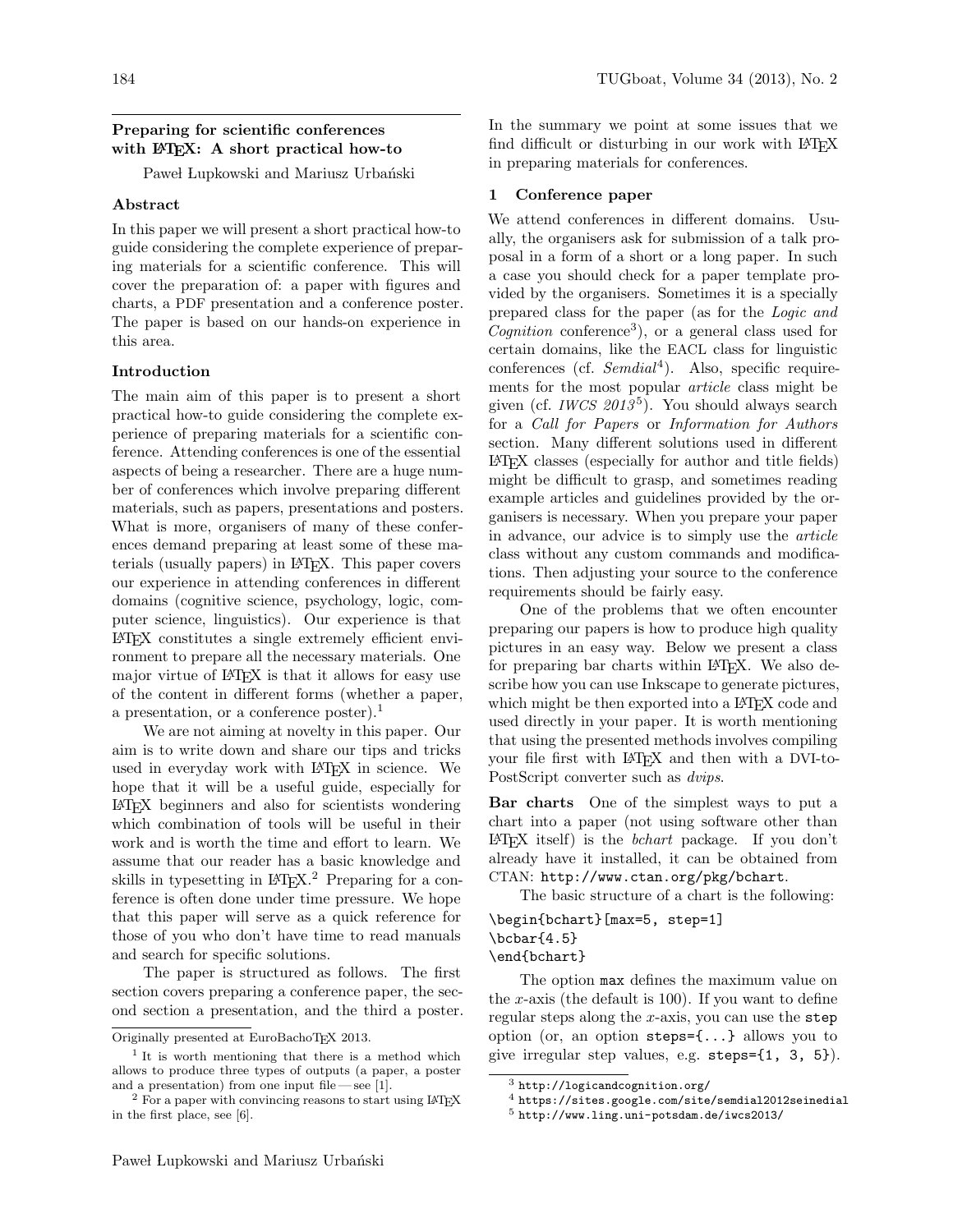## Preparing for scientific conferences with LaTeX: A short practical how-to

Paweł Łupkowski and Mariusz Urbański

### Abstract

In this paper we will present a short practical how-to guide considering the complete experience of preparing materials for a scientific conference. This will cover the preparation of: a paper with figures and charts, a PDF presentation and a conference poster. The paper is based on our hands-on experience in this area.

### Introduction

The main aim of this paper is to present a short practical how-to guide considering the complete experience of preparing materials for a scientific conference. Attending conferences is one of the essential aspects of being a researcher. There are a huge number of conferences which involve preparing different materials, such as papers, presentations and posters. What is more, organisers of many of these conferences demand preparing at least some of these materials (usually papers) in LaTeX. This paper covers our experience in attending conferences in different domains (cognitive science, psychology, logic, computer science, linguistics). Our experience is that LaTeX constitutes a single extremely efficient environment to prepare all the necessary materials. One major virtue of LaTeX is that it allows for easy use of the content in different forms (whether a paper, a presentation, or a conference poster).[1]

We are not aiming at novelty in this paper. Our aim is to write down and share our tips and tricks used in everyday work with LaTeX in science. We hope that it will be a useful guide, especially for LaTeX beginners and also for scientists wondering which combination of tools will be useful in their work and is worth the time and effort to learn. We assume that our reader has a basic knowledge and skills in typesetting in LaTeX.[2] Preparing for a conference is often done under time pressure. We hope that this paper will serve as a quick reference for those of you who don't have time to read manuals and search for specific solutions.

The paper is structured as follows. The first section covers preparing a conference paper, the second section a presentation, and the third a poster. In the summary we point at some issues that we find difficult or disturbing in our work with LaTeX in preparing materials for conferences.

### 1 Conference paper

We attend conferences in different domains. Usually, the organisers ask for submission of a talk proposal in a form of a short or a long paper. In such a case you should check for a paper template provided by the organisers. Sometimes it is a specially prepared class for the paper (as for the *Logic and Cognition* conference[3]), or a general class used for certain domains, like the EACL class for linguistic conferences (cf. *Semdial*[4]). Also, specific requirements for the most popular *article* class might be given (cf. *IWCS 2013*[5]). You should always search for a *Call for Papers* or *Information for Authors* section. Many different solutions used in different LaTeX classes (especially for author and title fields) might be difficult to grasp, and sometimes reading example articles and guidelines provided by the organisers is necessary. When you prepare your paper in advance, our advice is to simply use the *article* class without any custom commands and modifications. Then adjusting your source to the conference requirements should be fairly easy.

One of the problems that we often encounter preparing our papers is how to produce high quality pictures in an easy way. Below we present a class for preparing bar charts within LaTeX. We also describe how you can use Inkscape to generate pictures, which might be then exported into a LaTeX code and used directly in your paper. It is worth mentioning that using the presented methods involves compiling your file first with LaTeX and then with a DVI-to-PostScript converter such as *dvips*.

**Bar charts** One of the simplest ways to put a chart into a paper (not using software other than LaTeX itself) is the *bchart* package. If you don't already have it installed, it can be obtained from CTAN: `http://www.ctan.org/pkg/bchart`.

The basic structure of a chart is the following:

```
\begin{bchart}[max=5, step=1]
\bcbar{4.5}
\end{bchart}
```

The option `max` defines the maximum value on the $x$-axis (the default is 100). If you want to define regular steps along the $x$-axis, you can use the `step` option (or, an option `steps={...}` allows you to give irregular step values, e.g. `steps={1, 3, 5}`).

---

Originally presented at EuroBachoTeX 2013.

[1] It is worth mentioning that there is a method which allows to produce three types of outputs (a paper, a poster and a presentation) from one input file — see [1].

[2] For a paper with convincing reasons to start using LaTeX in the first place, see [6].

[3] `http://logicandcognition.org/`

[4] `https://sites.google.com/site/semdial2012seinedial`

[5] `http://www.ling.uni-potsdam.de/iwcs2013/`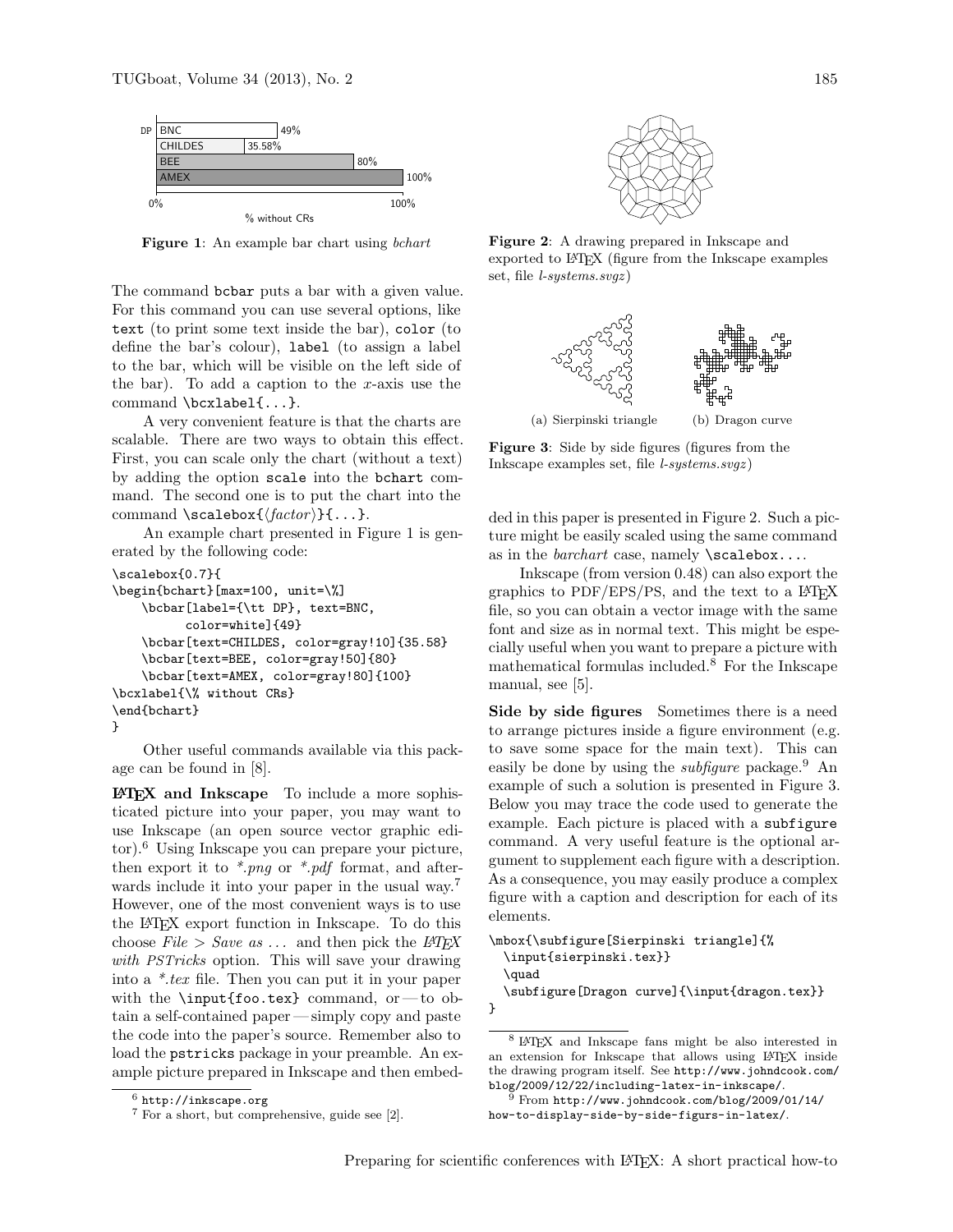Figure 1: An example bar chart using *bchart*

The command bcbar puts a bar with a given value. For this command you can use several options, like text (to print some text inside the bar), color (to define the bar's colour), label (to assign a label to the bar, which will be visible on the left side of the bar). To add a caption to the $x$-axis use the command \bcxlabel{...}.

A very convenient feature is that the charts are scalable. There are two ways to obtain this effect. First, you can scale only the chart (without a text) by adding the option scale into the bchart command. The second one is to put the chart into the command \scalebox{⟨*factor*⟩}{...}.

An example chart presented in Figure 1 is generated by the following code:

```
\scalebox{0.7}{
\begin{bchart}[max=100, unit=\%]
    \bcbar[label={\tt DP}, text=BNC,
         color=white]{49}
    \bcbar[text=CHILDES, color=gray!10]{35.58}
    \bcbar[text=BEE, color=gray!50]{80}
    \bcbar[text=AMEX, color=gray!80]{100}
\bcxlabel{\% without CRs}
\end{bchart}
}
```

Other useful commands available via this package can be found in [8].

**LaTeX and Inkscape** To include a more sophisticated picture into your paper, you may want to use Inkscape (an open source vector graphic editor).[6] Using Inkscape you can prepare your picture, then export it to *\*.png* or *\*.pdf* format, and afterwards include it into your paper in the usual way.[7] However, one of the most convenient ways is to use the LaTeX export function in Inkscape. To do this choose *File > Save as ...* and then pick the *LaTeX with PSTricks* option. This will save your drawing into a *\*.tex* file. Then you can put it in your paper with the \input{foo.tex} command, or — to obtain a self-contained paper — simply copy and paste the code into the paper's source. Remember also to load the pstricks package in your preamble. An example picture prepared in Inkscape and then embedded in this paper is presented in Figure 2. Such a picture might be easily scaled using the same command as in the *barchart* case, namely \scalebox....

Figure 2: A drawing prepared in Inkscape and exported to LaTeX (figure from the Inkscape examples set, file *l-systems.svgz*)

(a) Sierpinski triangle (b) Dragon curve

Figure 3: Side by side figures (figures from the Inkscape examples set, file *l-systems.svgz*)

Inkscape (from version 0.48) can also export the graphics to PDF/EPS/PS, and the text to a LaTeX file, so you can obtain a vector image with the same font and size as in normal text. This might be especially useful when you want to prepare a picture with mathematical formulas included.[8] For the Inkscape manual, see [5].

**Side by side figures** Sometimes there is a need to arrange pictures inside a figure environment (e.g. to save some space for the main text). This can easily be done by using the *subfigure* package.[9] An example of such a solution is presented in Figure 3. Below you may trace the code used to generate the example. Each picture is placed with a subfigure command. A very useful feature is the optional argument to supplement each figure with a description. As a consequence, you may easily produce a complex figure with a caption and description for each of its elements.

```
\mbox{\subfigure[Sierpinski triangle]{%
  \input{sierpinski.tex}}
  \quad
  \subfigure[Dragon curve]{\input{dragon.tex}}
}
```

[6] http://inkscape.org

[7] For a short, but comprehensive, guide see [2].

[8] LaTeX and Inkscape fans might be also interested in an extension for Inkscape that allows using LaTeX inside the drawing program itself. See http://www.johndcook.com/blog/2009/12/22/including-latex-in-inkscape/.

[9] From http://www.johndcook.com/blog/2009/01/14/how-to-display-side-by-side-figurs-in-latex/.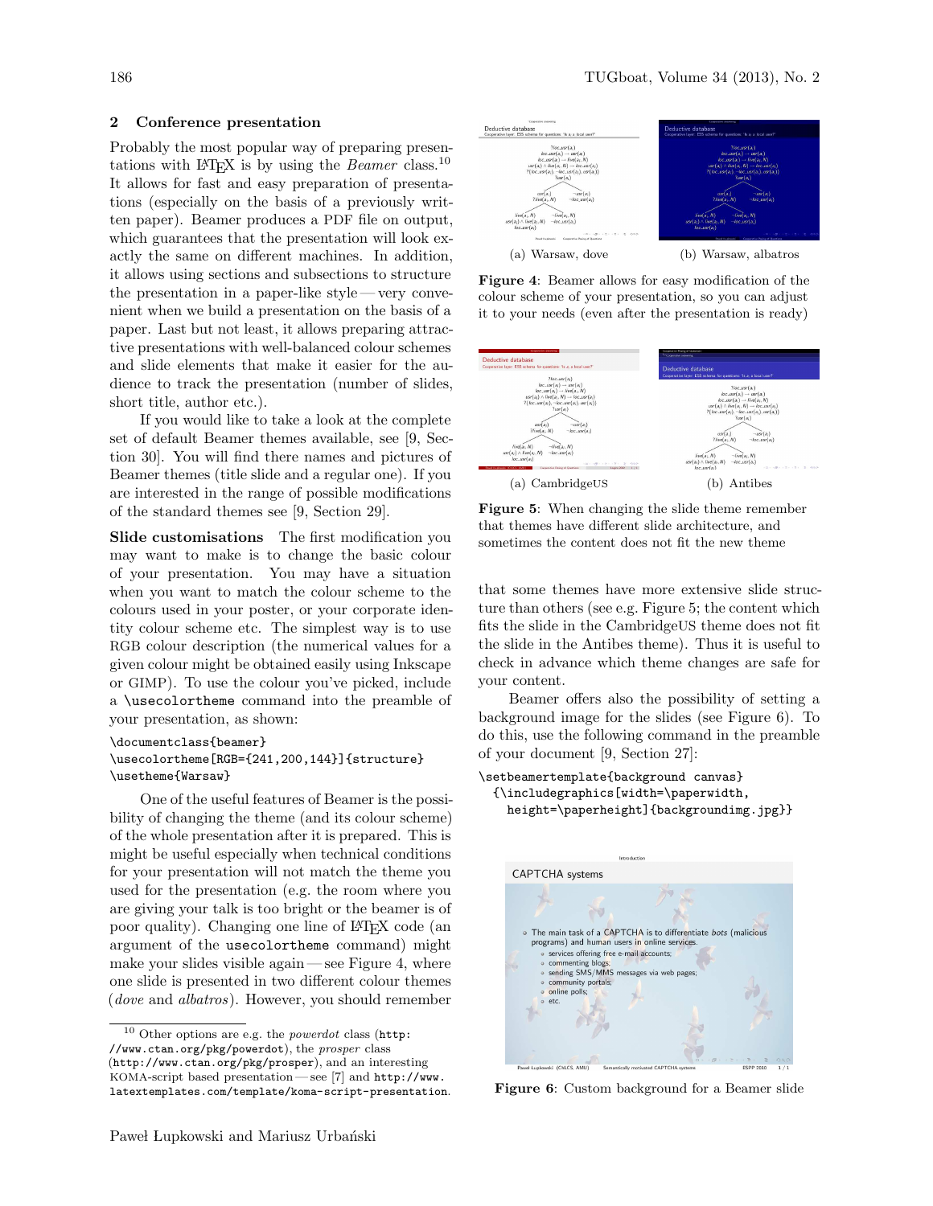## 2 Conference presentation

Probably the most popular way of preparing presentations with LaTeX is by using the *Beamer* class.[10] It allows for fast and easy preparation of presentations (especially on the basis of a previously written paper). Beamer produces a PDF file on output, which guarantees that the presentation will look exactly the same on different machines. In addition, it allows using sections and subsections to structure the presentation in a paper-like style — very convenient when we build a presentation on the basis of a paper. Last but not least, it allows preparing attractive presentations with well-balanced colour schemes and slide elements that make it easier for the audience to track the presentation (number of slides, short title, author etc.).

If you would like to take a look at the complete set of default Beamer themes available, see [9, Section 30]. You will find there names and pictures of Beamer themes (title slide and a regular one). If you are interested in the range of possible modifications of the standard themes see [9, Section 29].

**Slide customisations** The first modification you may want to make is to change the basic colour of your presentation. You may have a situation when you want to match the colour scheme to the colours used in your poster, or your corporate identity colour scheme etc. The simplest way is to use RGB colour description (the numerical values for a given colour might be obtained easily using Inkscape or GIMP). To use the colour you've picked, include a `\usecolortheme` command into the preamble of your presentation, as shown:

```
\documentclass{beamer}
\usecolortheme[RGB={241,200,144}]{structure}
\usetheme{Warsaw}
```

One of the useful features of Beamer is the possibility of changing the theme (and its colour scheme) of the whole presentation after it is prepared. This is might be useful especially when technical conditions for your presentation will not match the theme you used for the presentation (e.g. the room where you are giving your talk is too bright or the beamer is of poor quality). Changing one line of LaTeX code (an argument of the `usecolortheme` command) might make your slides visible again — see Figure 4, where one slide is presented in two different colour themes (*dove* and *albatros*). However, you should remember that some themes have more extensive slide structure than others (see e.g. Figure 5; the content which fits the slide in the CambridgeUS theme does not fit the slide in the Antibes theme). Thus it is useful to check in advance which theme changes are safe for your content.

(a) Warsaw, dove (b) Warsaw, albatros

**Figure 4**: Beamer allows for easy modification of the colour scheme of your presentation, so you can adjust it to your needs (even after the presentation is ready)

(a) CambridgeUS (b) Antibes

**Figure 5**: When changing the slide theme remember that themes have different slide architecture, and sometimes the content does not fit the new theme

Beamer offers also the possibility of setting a background image for the slides (see Figure 6). To do this, use the following command in the preamble of your document [9, Section 27]:

```
\setbeamertemplate{background canvas}
  {\includegraphics[width=\paperwidth,
    height=\paperheight]{backgroundimg.jpg}}
```

**Figure 6**: Custom background for a Beamer slide

---

[10] Other options are e.g. the *powerdot* class (`http://www.ctan.org/pkg/powerdot`), the *prosper* class (`http://www.ctan.org/pkg/prosper`), and an interesting KOMA-script based presentation — see [7] and `http://www.latextemplates.com/template/koma-script-presentation`.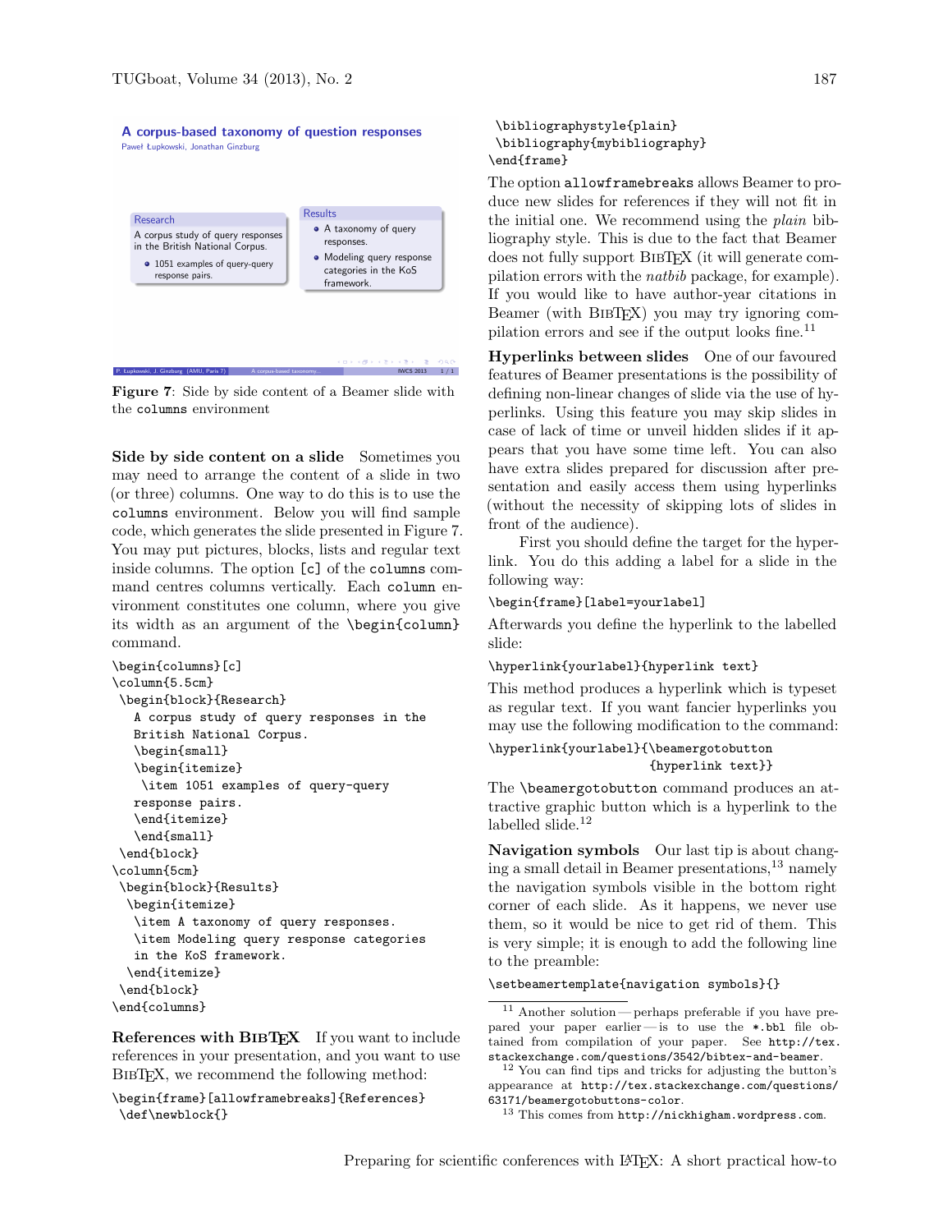Figure 7: Side by side content of a Beamer slide with the `columns` environment

**Side by side content on a slide** Sometimes you may need to arrange the content of a slide in two (or three) columns. One way to do this is to use the `columns` environment. Below you will find sample code, which generates the slide presented in Figure 7. You may put pictures, blocks, lists and regular text inside columns. The option `[c]` of the `columns` command centres columns vertically. Each `column` environment constitutes one column, where you give its width as an argument of the `\begin{column}` command.

```
\begin{columns}[c]
\column{5.5cm}
 \begin{block}{Research}
   A corpus study of query responses in the
   British National Corpus.
   \begin{small}
   \begin{itemize}
    \item 1051 examples of query-query
   response pairs.
   \end{itemize}
   \end{small}
 \end{block}
\column{5cm}
 \begin{block}{Results}
  \begin{itemize}
   \item A taxonomy of query responses.
   \item Modeling query response categories
   in the KoS framework.
  \end{itemize}
 \end{block}
\end{columns}
```

**References with BibTeX** If you want to include references in your presentation, and you want to use BibTeX, we recommend the following method:

```
\begin{frame}[allowframebreaks]{References}
 \def\newblock{}
 \bibliographystyle{plain}
 \bibliography{mybibliography}
\end{frame}
```

The option `allowframebreaks` allows Beamer to produce new slides for references if they will not fit in the initial one. We recommend using the *plain* bibliography style. This is due to the fact that Beamer does not fully support BibTeX (it will generate compilation errors with the *natbib* package, for example). If you would like to have author-year citations in Beamer (with BibTeX) you may try ignoring compilation errors and see if the output looks fine.[11]

**Hyperlinks between slides** One of our favoured features of Beamer presentations is the possibility of defining non-linear changes of slide via the use of hyperlinks. Using this feature you may skip slides in case of lack of time or unveil hidden slides if it appears that you have some time left. You can also have extra slides prepared for discussion after presentation and easily access them using hyperlinks (without the necessity of skipping lots of slides in front of the audience).

First you should define the target for the hyperlink. You do this adding a label for a slide in the following way:

```
\begin{frame}[label=yourlabel]
```

Afterwards you define the hyperlink to the labelled slide:

```
\hyperlink{yourlabel}{hyperlink text}
```

This method produces a hyperlink which is typeset as regular text. If you want fancier hyperlinks you may use the following modification to the command:

```
\hyperlink{yourlabel}{\beamergotobutton
                        {hyperlink text}}
```

The `\beamergotobutton` command produces an attractive graphic button which is a hyperlink to the labelled slide.[12]

**Navigation symbols** Our last tip is about changing a small detail in Beamer presentations,[13] namely the navigation symbols visible in the bottom right corner of each slide. As it happens, we never use them, so it would be nice to get rid of them. This is very simple; it is enough to add the following line to the preamble:

```
\setbeamertemplate{navigation symbols}{}
```

[11] Another solution — perhaps preferable if you have prepared your paper earlier — is to use the `*.bbl` file obtained from compilation of your paper. See `http://tex.stackexchange.com/questions/3542/bibtex-and-beamer`.

[12] You can find tips and tricks for adjusting the button's appearance at `http://tex.stackexchange.com/questions/63171/beamergotobuttons-color`.

[13] This comes from `http://nickhigham.wordpress.com`.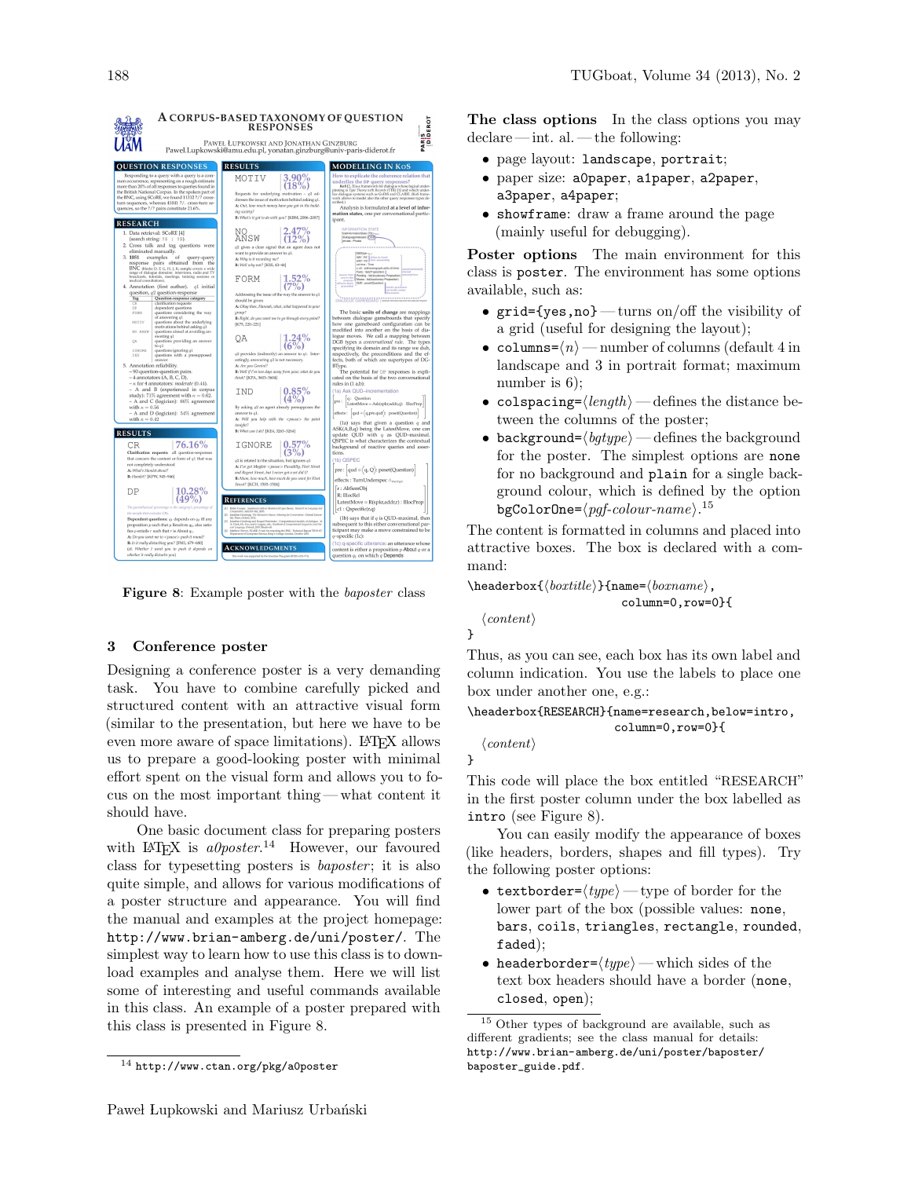Figure 8: Example poster with the *baposter* class

## 3 Conference poster

Designing a conference poster is a very demanding task. You have to combine carefully picked and structured content with an attractive visual form (similar to the presentation, but here we have to be even more aware of space limitations). LaTeX allows us to prepare a good-looking poster with minimal effort spent on the visual form and allows you to focus on the most important thing — what content it should have.

One basic document class for preparing posters with LaTeX is *a0poster*.[14] However, our favoured class for typesetting posters is *baposter*; it is also quite simple, and allows for various modifications of a poster structure and appearance. You will find the manual and examples at the project homepage: `http://www.brian-amberg.de/uni/poster/`. The simplest way to learn how to use this class is to download examples and analyse them. Here we will list some of interesting and useful commands available in this class. An example of a poster prepared with this class is presented in Figure 8.

[14] `http://www.ctan.org/pkg/a0poster`

**The class options** In the class options you may declare — int. al. — the following:

- page layout: `landscape`, `portrait`;
- paper size: `a0paper`, `a1paper`, `a2paper`, `a3paper`, `a4paper`;
- `showframe`: draw a frame around the page (mainly useful for debugging).

**Poster options** The main environment for this class is `poster`. The environment has some options available, such as:

- `grid={yes,no}` — turns on/off the visibility of a grid (useful for designing the layout);
- `columns=`⟨*n*⟩ — number of columns (default 4 in landscape and 3 in portrait format; maximum number is 6);
- `colspacing=`⟨*length*⟩ — defines the distance between the columns of the poster;
- `background=`⟨*bgtype*⟩ — defines the background for the poster. The simplest options are `none` for no background and `plain` for a single background colour, which is defined by the option `bgColorOne=`⟨*pgf-colour-name*⟩.[15]

The content is formatted in columns and placed into attractive boxes. The box is declared with a command:

```
\headerbox{⟨boxtitle⟩}{name=⟨boxname⟩,
                       column=0,row=0}{
  ⟨content⟩
}
```

Thus, as you can see, each box has its own label and column indication. You use the labels to place one box under another one, e.g.:

```
\headerbox{RESEARCH}{name=research,below=intro,
                      column=0,row=0}{
  ⟨content⟩
}
```

This code will place the box entitled "RESEARCH" in the first poster column under the box labelled as `intro` (see Figure 8).

You can easily modify the appearance of boxes (like headers, borders, shapes and fill types). Try the following poster options:

- `textborder=`⟨*type*⟩ — type of border for the lower part of the box (possible values: `none`, `bars`, `coils`, `triangles`, `rectangle`, `rounded`, `faded`);
- `headerborder=`⟨*type*⟩ — which sides of the text box headers should have a border (`none`, `closed`, `open`);

[15] Other types of background are available, such as different gradients; see the class manual for details: `http://www.brian-amberg.de/uni/poster/baposter/baposter_guide.pdf`.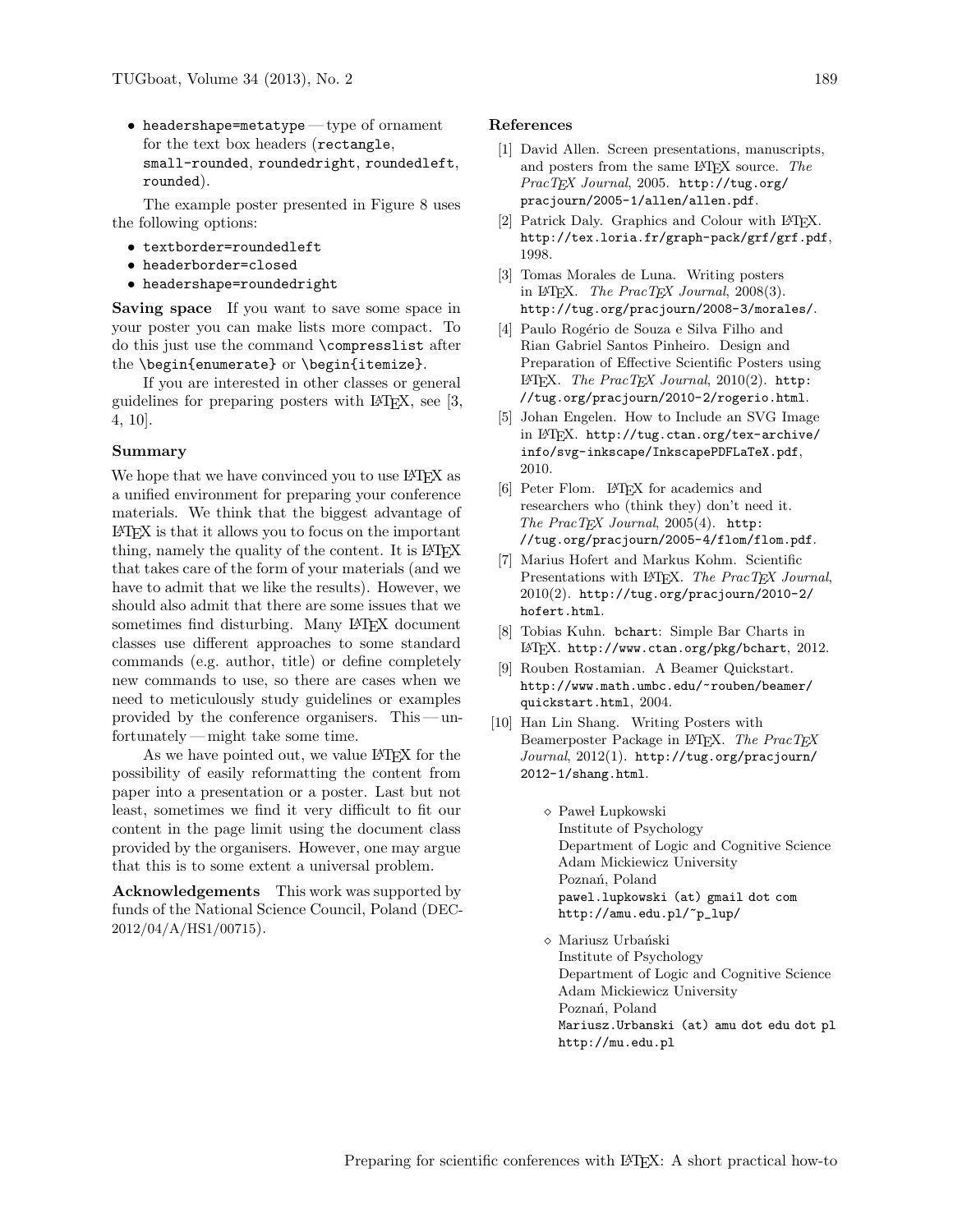- `headershape=metatype` — type of ornament for the text box headers (`rectangle`, `small-rounded`, `roundedright`, `roundedleft`, `rounded`).

The example poster presented in Figure 8 uses the following options:

- `textborder=roundedleft`
- `headerborder=closed`
- `headershape=roundedright`

**Saving space** If you want to save some space in your poster you can make lists more compact. To do this just use the command `\compresslist` after the `\begin{enumerate}` or `\begin{itemize}`.

If you are interested in other classes or general guidelines for preparing posters with LaTeX, see [3, 4, 10].

### Summary

We hope that we have convinced you to use LaTeX as a unified environment for preparing your conference materials. We think that the biggest advantage of LaTeX is that it allows you to focus on the important thing, namely the quality of the content. It is LaTeX that takes care of the form of your materials (and we have to admit that we like the results). However, we should also admit that there are some issues that we sometimes find disturbing. Many LaTeX document classes use different approaches to some standard commands (e.g. author, title) or define completely new commands to use, so there are cases when we need to meticulously study guidelines or examples provided by the conference organisers. This — unfortunately — might take some time.

As we have pointed out, we value LaTeX for the possibility of easily reformatting the content from paper into a presentation or a poster. Last but not least, sometimes we find it very difficult to fit our content in the page limit using the document class provided by the organisers. However, one may argue that this is to some extent a universal problem.

**Acknowledgements** This work was supported by funds of the National Science Council, Poland (DEC-2012/04/A/HS1/00715).

### References

[1] David Allen. Screen presentations, manuscripts, and posters from the same LaTeX source. *The PracTeX Journal*, 2005. `http://tug.org/pracjourn/2005-1/allen/allen.pdf`.

[2] Patrick Daly. Graphics and Colour with LaTeX. `http://tex.loria.fr/graph-pack/grf/grf.pdf`, 1998.

[3] Tomas Morales de Luna. Writing posters in LaTeX. *The PracTeX Journal*, 2008(3). `http://tug.org/pracjourn/2008-3/morales/`.

[4] Paulo Rogério de Souza e Silva Filho and Rian Gabriel Santos Pinheiro. Design and Preparation of Effective Scientific Posters using LaTeX. *The PracTeX Journal*, 2010(2). `http://tug.org/pracjourn/2010-2/rogerio.html`.

[5] Johan Engelen. How to Include an SVG Image in LaTeX. `http://tug.ctan.org/tex-archive/info/svg-inkscape/InkscapePDFLaTeX.pdf`, 2010.

[6] Peter Flom. LaTeX for academics and researchers who (think they) don't need it. *The PracTeX Journal*, 2005(4). `http://tug.org/pracjourn/2005-4/flom/flom.pdf`.

[7] Marius Hofert and Markus Kohm. Scientific Presentations with LaTeX. *The PracTeX Journal*, 2010(2). `http://tug.org/pracjourn/2010-2/hofert.html`.

[8] Tobias Kuhn. `bchart`: Simple Bar Charts in LaTeX. `http://www.ctan.org/pkg/bchart`, 2012.

[9] Rouben Rostamian. A Beamer Quickstart. `http://www.math.umbc.edu/~rouben/beamer/quickstart.html`, 2004.

[10] Han Lin Shang. Writing Posters with Beamerposter Package in LaTeX. *The PracTeX Journal*, 2012(1). `http://tug.org/pracjourn/2012-1/shang.html`.

◇ Paweł Łupkowski
Institute of Psychology
Department of Logic and Cognitive Science
Adam Mickiewicz University
Poznań, Poland
`pawel.lupkowski (at) gmail dot com`
`http://amu.edu.pl/~p_lup/`

◇ Mariusz Urbański
Institute of Psychology
Department of Logic and Cognitive Science
Adam Mickiewicz University
Poznań, Poland
`Mariusz.Urbanski (at) amu dot edu dot pl`
`http://mu.edu.pl`